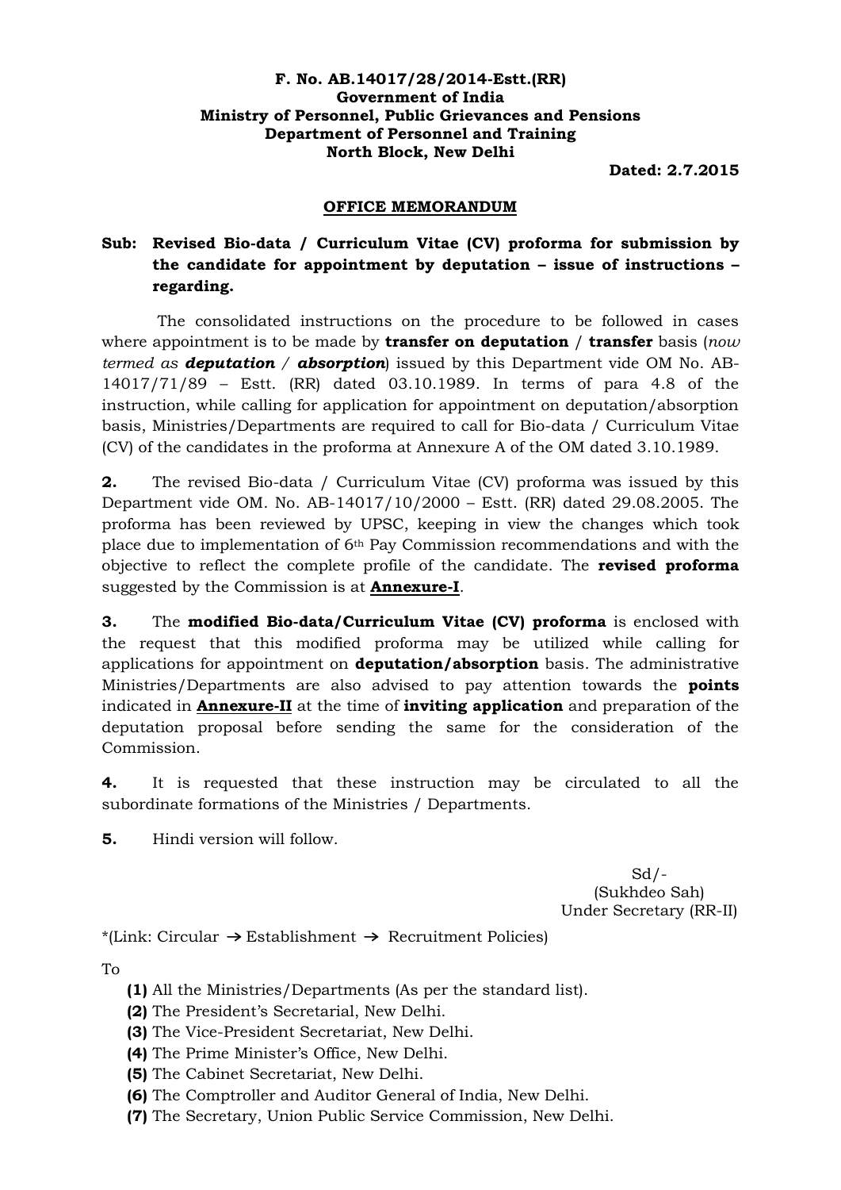**F. No. AB.14017/28/2014-Estt.(RR)**
**Government of India**
**Ministry of Personnel, Public Grievances and Pensions**
**Department of Personnel and Training**
**North Block, New Delhi**

**Dated: 2.7.2015**

## OFFICE MEMORANDUM

**Sub: Revised Bio-data / Curriculum Vitae (CV) proforma for submission by the candidate for appointment by deputation – issue of instructions – regarding.**

The consolidated instructions on the procedure to be followed in cases where appointment is to be made by **transfer on deputation** / **transfer** basis (*now termed as **deputation / absorption***) issued by this Department vide OM No. AB-14017/71/89 – Estt. (RR) dated 03.10.1989. In terms of para 4.8 of the instruction, while calling for application for appointment on deputation/absorption basis, Ministries/Departments are required to call for Bio-data / Curriculum Vitae (CV) of the candidates in the proforma at Annexure A of the OM dated 3.10.1989.

**2.** The revised Bio-data / Curriculum Vitae (CV) proforma was issued by this Department vide OM. No. AB-14017/10/2000 – Estt. (RR) dated 29.08.2005. The proforma has been reviewed by UPSC, keeping in view the changes which took place due to implementation of 6th Pay Commission recommendations and with the objective to reflect the complete profile of the candidate. The **revised proforma** suggested by the Commission is at **Annexure-I**.

**3.** The **modified Bio-data/Curriculum Vitae (CV) proforma** is enclosed with the request that this modified proforma may be utilized while calling for applications for appointment on **deputation/absorption** basis. The administrative Ministries/Departments are also advised to pay attention towards the **points** indicated in **Annexure-II** at the time of **inviting application** and preparation of the deputation proposal before sending the same for the consideration of the Commission.

**4.** It is requested that these instruction may be circulated to all the subordinate formations of the Ministries / Departments.

**5.** Hindi version will follow.

Sd/-
(Sukhdeo Sah)
Under Secretary (RR-II)

*(Link: Circular → Establishment → Recruitment Policies)

To

**(1)** All the Ministries/Departments (As per the standard list).
**(2)** The President's Secretarial, New Delhi.
**(3)** The Vice-President Secretariat, New Delhi.
**(4)** The Prime Minister's Office, New Delhi.
**(5)** The Cabinet Secretariat, New Delhi.
**(6)** The Comptroller and Auditor General of India, New Delhi.
**(7)** The Secretary, Union Public Service Commission, New Delhi.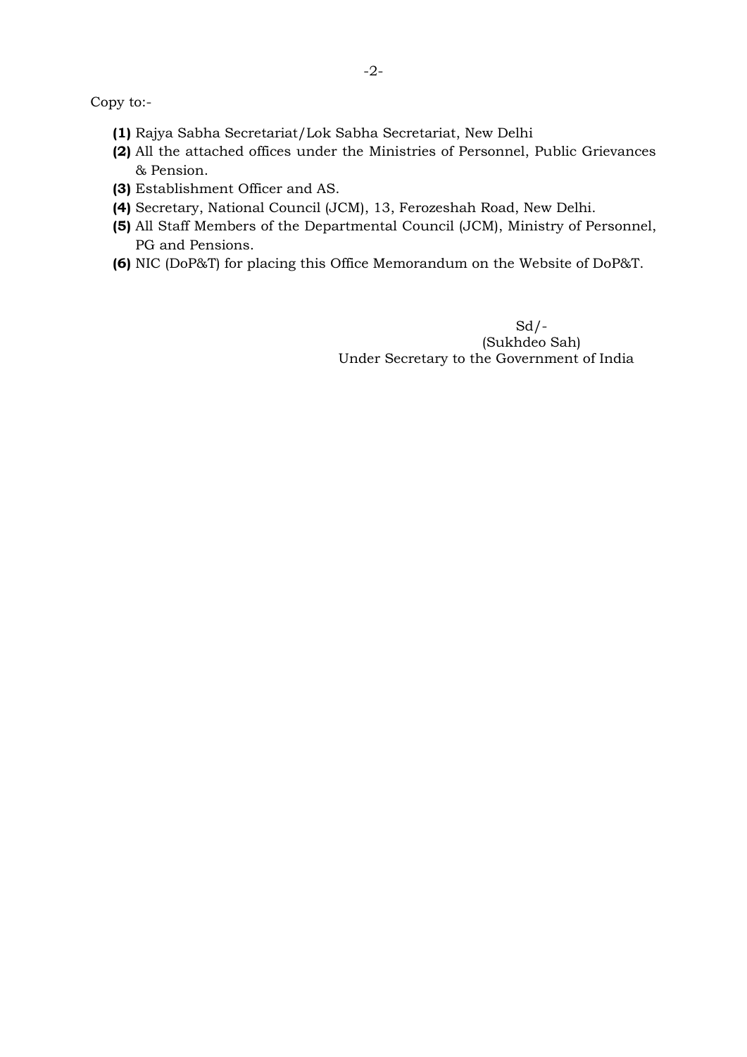Copy to:-

**(1)** Rajya Sabha Secretariat/Lok Sabha Secretariat, New Delhi

**(2)** All the attached offices under the Ministries of Personnel, Public Grievances & Pension.

**(3)** Establishment Officer and AS.

**(4)** Secretary, National Council (JCM), 13, Ferozeshah Road, New Delhi.

**(5)** All Staff Members of the Departmental Council (JCM), Ministry of Personnel, PG and Pensions.

**(6)** NIC (DoP&T) for placing this Office Memorandum on the Website of DoP&T.

Sd/-
(Sukhdeo Sah)
Under Secretary to the Government of India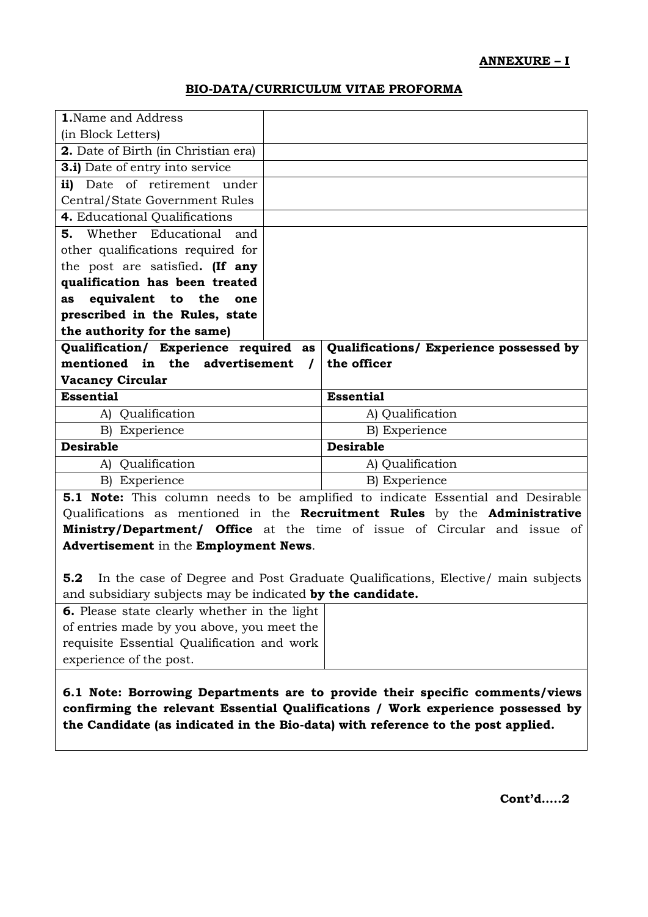**ANNEXURE – I**

**BIO-DATA/CURRICULUM VITAE PROFORMA**

| | |
|---|---|
| **1.** Name and Address (in Block Letters) | |
| **2.** Date of Birth (in Christian era) | |
| **3.i)** Date of entry into service | |
| **ii)** Date of retirement under Central/State Government Rules | |
| **4.** Educational Qualifications | |
| **5.** Whether Educational and other qualifications required for the post are satisfied. **(If any qualification has been treated as equivalent to the one prescribed in the Rules, state the authority for the same)** | |

| **Qualification/ Experience required as mentioned in the advertisement / Vacancy Circular** | **Qualifications/ Experience possessed by the officer** |
|---|---|
| **Essential** | **Essential** |
| A) Qualification | A) Qualification |
| B) Experience | B) Experience |
| **Desirable** | **Desirable** |
| A) Qualification | A) Qualification |
| B) Experience | B) Experience |

**5.1 Note:** This column needs to be amplified to indicate Essential and Desirable Qualifications as mentioned in the **Recruitment Rules** by the **Administrative Ministry/Department/ Office** at the time of issue of Circular and issue of **Advertisement** in the **Employment News**.

**5.2** In the case of Degree and Post Graduate Qualifications, Elective/ main subjects and subsidiary subjects may be indicated **by the candidate.**

| | |
|---|---|
| **6.** Please state clearly whether in the light of entries made by you above, you meet the requisite Essential Qualification and work experience of the post. | |

**6.1 Note: Borrowing Departments are to provide their specific comments/views confirming the relevant Essential Qualifications / Work experience possessed by the Candidate (as indicated in the Bio-data) with reference to the post applied.**

**Cont'd.....2**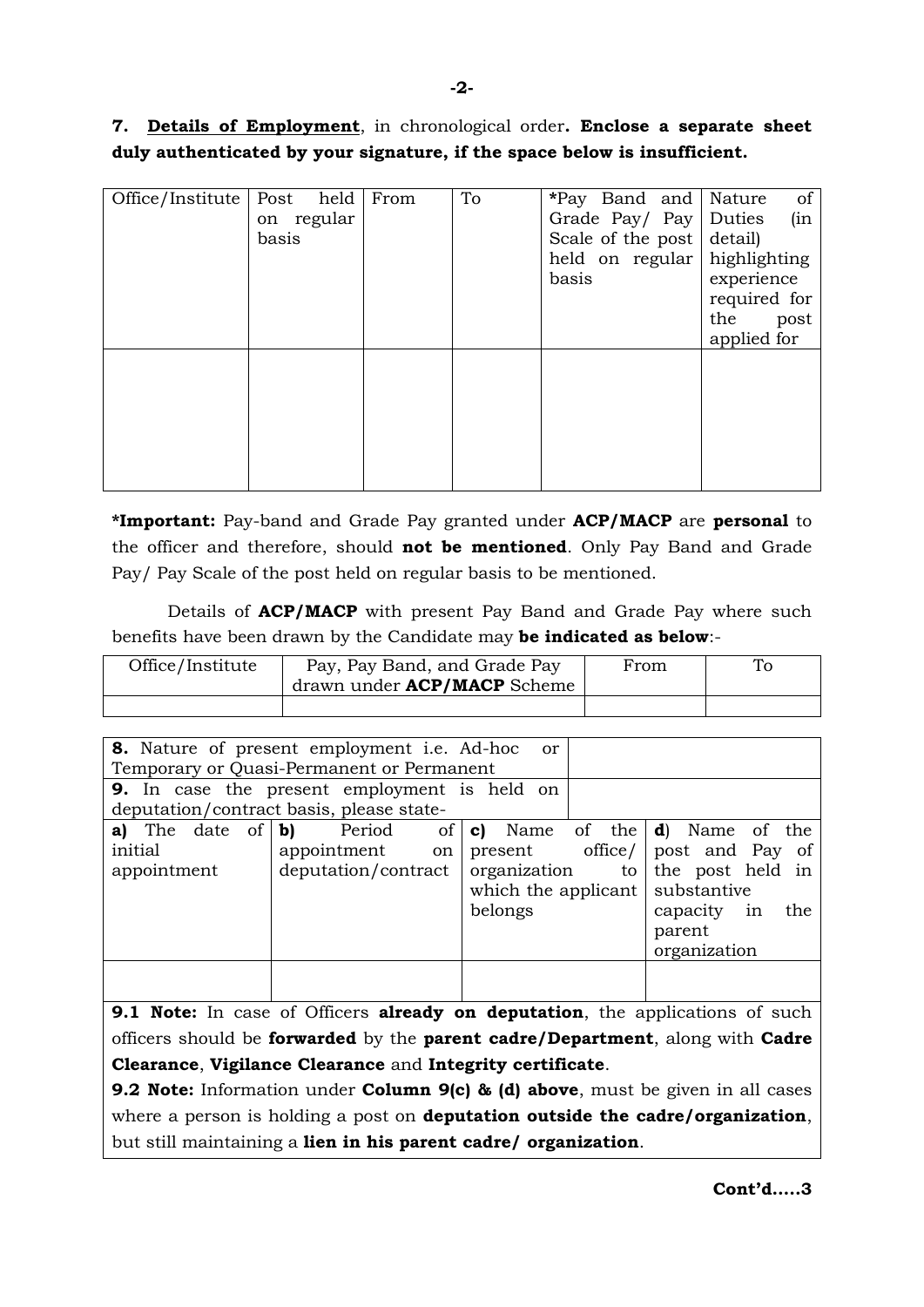**7. Details of Employment**, in chronological order**. Enclose a separate sheet duly authenticated by your signature, if the space below is insufficient.**

| Office/Institute | Post held on regular basis | From | To | *Pay Band and Grade Pay/ Pay Scale of the post held on regular basis | Nature of Duties (in detail) highlighting experience required for the post applied for |
|---|---|---|---|---|---|
| | | | | | |

***Important:** Pay-band and Grade Pay granted under **ACP/MACP** are **personal** to the officer and therefore, should **not be mentioned**. Only Pay Band and Grade Pay/ Pay Scale of the post held on regular basis to be mentioned.

Details of **ACP/MACP** with present Pay Band and Grade Pay where such benefits have been drawn by the Candidate may **be indicated as below**:-

| Office/Institute | Pay, Pay Band, and Grade Pay drawn under **ACP/MACP** Scheme | From | To |
|---|---|---|---|
| | | | |

| **8.** Nature of present employment i.e. Ad-hoc or Temporary or Quasi-Permanent or Permanent | | | |
|---|---|---|---|
| **9.** In case the present employment is held on deputation/contract basis, please state- | | | |
| **a)** The date of initial appointment | **b)** Period of appointment on deputation/contract | **c)** Name of the present office/ organization to which the applicant belongs | **d**) Name of the post and Pay of the post held in substantive capacity in the parent organization |
| | | | |

**9.1 Note:** In case of Officers **already on deputation**, the applications of such officers should be **forwarded** by the **parent cadre/Department**, along with **Cadre Clearance**, **Vigilance Clearance** and **Integrity certificate**.

**9.2 Note:** Information under **Column 9(c) & (d) above**, must be given in all cases where a person is holding a post on **deputation outside the cadre/organization**, but still maintaining a **lien in his parent cadre/ organization**.

**Cont'd.....3**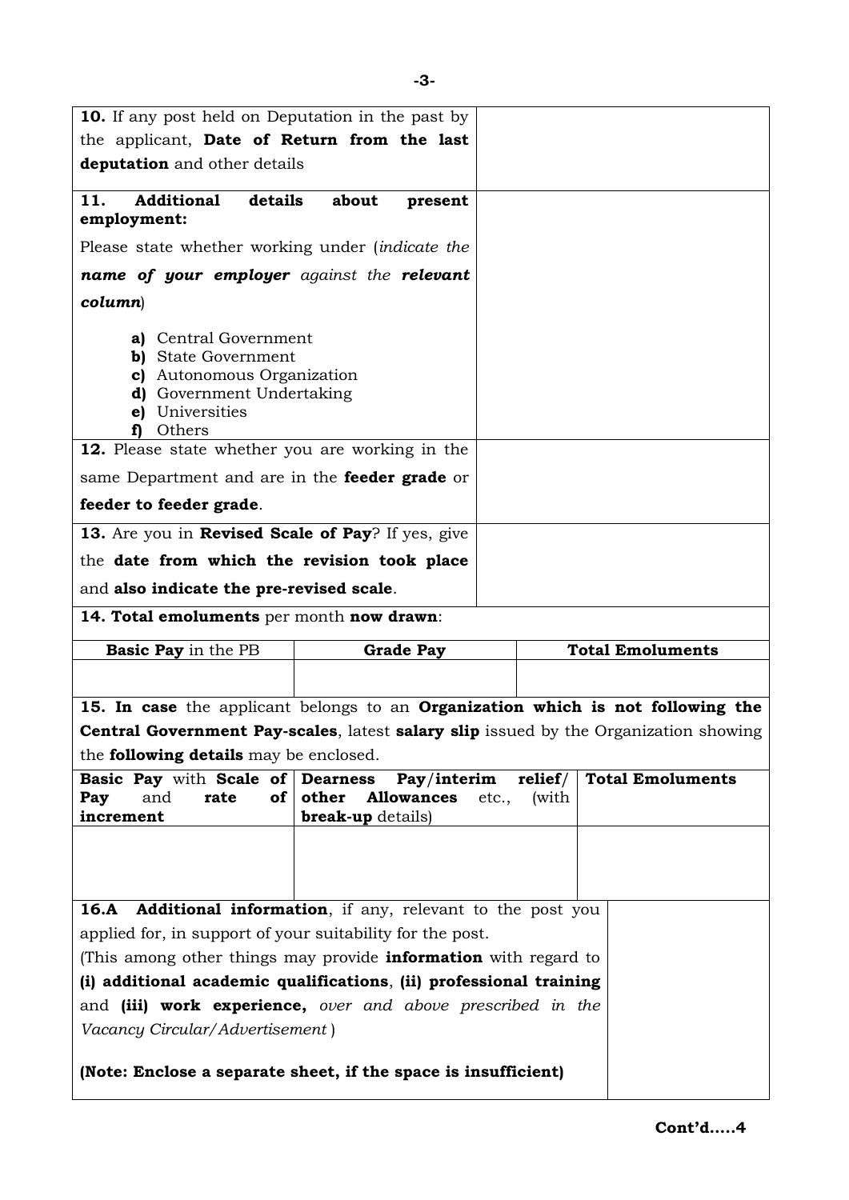| | |
|---|---|
| **10.** If any post held on Deputation in the past by the applicant, **Date of Return from the last deputation** and other details | |
| **11. Additional details about present employment:**<br>Please state whether working under (*indicate the* ***name of your employer*** *against the* ***relevant column***)<br>**a)** Central Government<br>**b)** State Government<br>**c)** Autonomous Organization<br>**d)** Government Undertaking<br>**e)** Universities<br>**f)** Others | |
| **12.** Please state whether you are working in the same Department and are in the **feeder grade** or **feeder to feeder grade**. | |
| **13.** Are you in **Revised Scale of Pay**? If yes, give the **date from which the revision took place** and **also indicate the pre-revised scale**. | |

**14. Total emoluments** per month **now drawn**:

| **Basic Pay** in the PB | **Grade Pay** | **Total Emoluments** |
|---|---|---|
| | | |

**15. In case** the applicant belongs to an **Organization which is not following the Central Government Pay-scales**, latest **salary slip** issued by the Organization showing the **following details** may be enclosed.

| **Basic Pay** with **Scale of Pay** and **rate of increment** | **Dearness Pay/interim relief/ other Allowances** etc., (with **break-up** details) | **Total Emoluments** |
|---|---|---|
| | | |

| | |
|---|---|
| **16.A Additional information**, if any, relevant to the post you applied for, in support of your suitability for the post.<br>(This among other things may provide **information** with regard to **(i) additional academic qualifications**, **(ii) professional training** and **(iii) work experience,** *over and above prescribed in the Vacancy Circular/Advertisement* )<br>**(Note: Enclose a separate sheet, if the space is insufficient)** | |

**Cont'd.....4**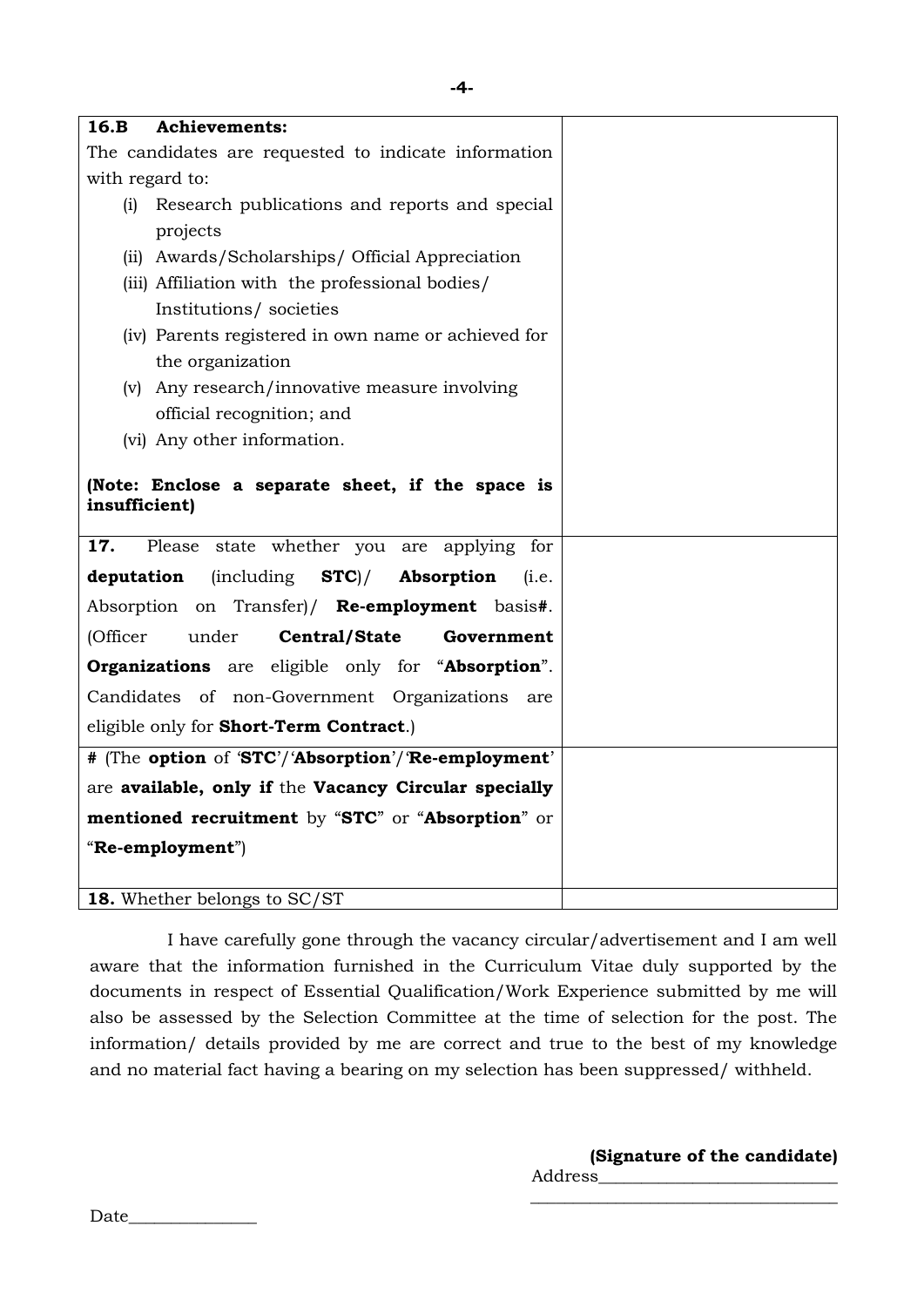| **16.B Achievements:**<br>The candidates are requested to indicate information with regard to:<br>(i) Research publications and reports and special projects<br>(ii) Awards/Scholarships/ Official Appreciation<br>(iii) Affiliation with the professional bodies/ Institutions/ societies<br>(iv) Parents registered in own name or achieved for the organization<br>(v) Any research/innovative measure involving official recognition; and<br>(vi) Any other information.<br><br>**(Note: Enclose a separate sheet, if the space is insufficient)** | |
|---|---|
| **17.** Please state whether you are applying for **deputation** (including **STC**)/ **Absorption** (i.e. Absorption on Transfer)/ **Re-employment** basis**#**. (Officer under **Central/State Government Organizations** are eligible only for "**Absorption**". Candidates of non-Government Organizations are eligible only for **Short-Term Contract**.) | |
| **#** (The **option** of '**STC**'/'**Absorption**'/'**Re-employment**' are **available, only if** the **Vacancy Circular specially mentioned recruitment** by "**STC**" or "**Absorption**" or "**Re-employment**") | |
| **18.** Whether belongs to SC/ST | |

I have carefully gone through the vacancy circular/advertisement and I am well aware that the information furnished in the Curriculum Vitae duly supported by the documents in respect of Essential Qualification/Work Experience submitted by me will also be assessed by the Selection Committee at the time of selection for the post. The information/ details provided by me are correct and true to the best of my knowledge and no material fact having a bearing on my selection has been suppressed/ withheld.

**(Signature of the candidate)**

Address____________________________

____________________________________

Date_______________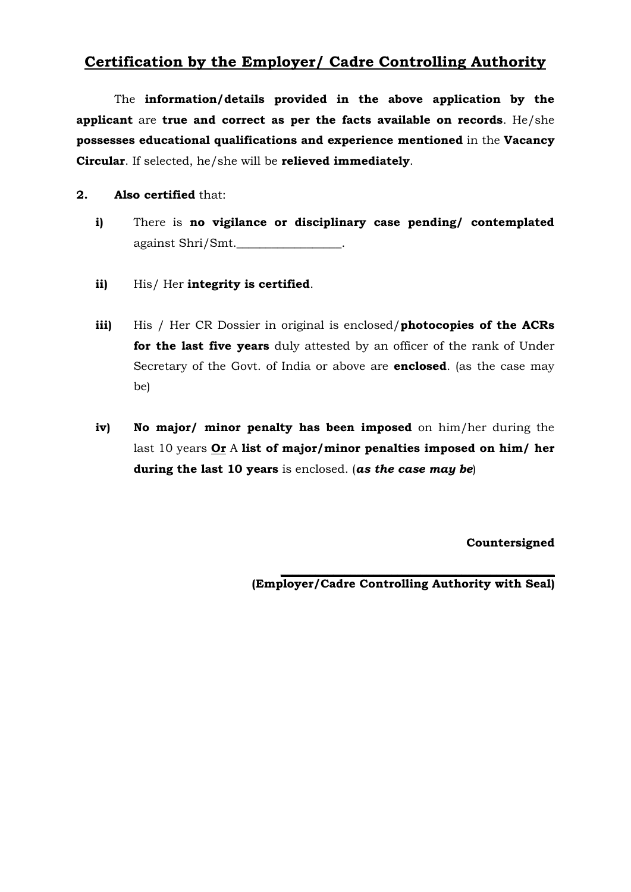## Certification by the Employer/ Cadre Controlling Authority

The **information/details provided in the above application by the applicant** are **true and correct as per the facts available on records**. He/she **possesses educational qualifications and experience mentioned** in the **Vacancy Circular**. If selected, he/she will be **relieved immediately**.

**2.** **Also certified** that:

**i)** There is **no vigilance or disciplinary case pending/ contemplated** against Shri/Smt.__________________.

**ii)** His/ Her **integrity is certified**.

**iii)** His / Her CR Dossier in original is enclosed/**photocopies of the ACRs for the last five years** duly attested by an officer of the rank of Under Secretary of the Govt. of India or above are **enclosed**. (as the case may be)

**iv)** **No major/ minor penalty has been imposed** on him/her during the last 10 years **Or** A **list of major/minor penalties imposed on him/ her during the last 10 years** is enclosed. (***as the case may be***)

**Countersigned**

______________________________

**(Employer/Cadre Controlling Authority with Seal)**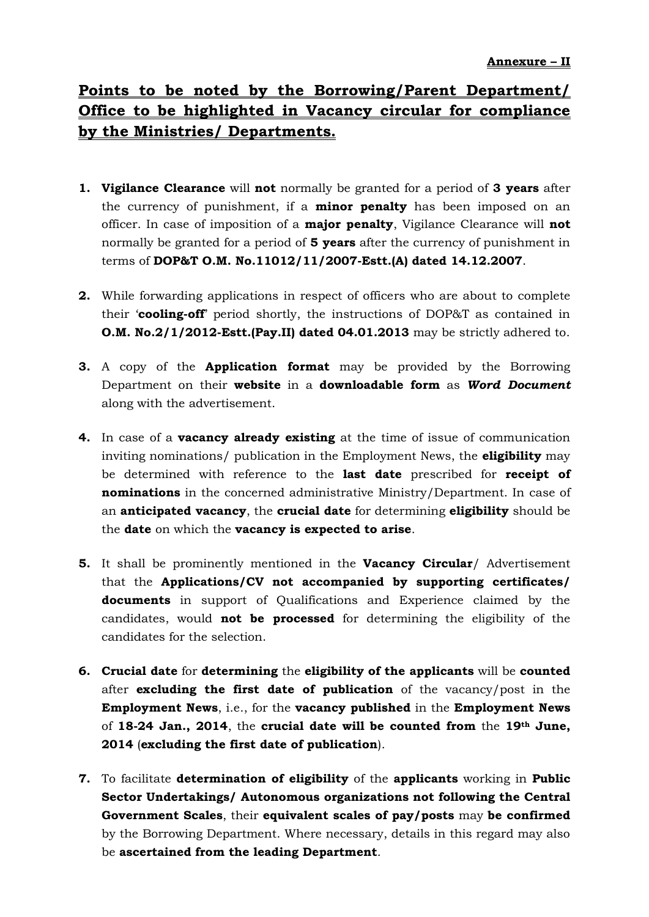**Annexure – II**

# Points to be noted by the Borrowing/Parent Department/ Office to be highlighted in Vacancy circular for compliance by the Ministries/ Departments.

1. **Vigilance Clearance** will **not** normally be granted for a period of **3 years** after the currency of punishment, if a **minor penalty** has been imposed on an officer. In case of imposition of a **major penalty**, Vigilance Clearance will **not** normally be granted for a period of **5 years** after the currency of punishment in terms of **DOP&T O.M. No.11012/11/2007-Estt.(A) dated 14.12.2007**.

2. While forwarding applications in respect of officers who are about to complete their '**cooling-off**' period shortly, the instructions of DOP&T as contained in **O.M. No.2/1/2012-Estt.(Pay.II) dated 04.01.2013** may be strictly adhered to.

3. A copy of the **Application format** may be provided by the Borrowing Department on their **website** in a **downloadable form** as ***Word Document*** along with the advertisement.

4. In case of a **vacancy already existing** at the time of issue of communication inviting nominations/ publication in the Employment News, the **eligibility** may be determined with reference to the **last date** prescribed for **receipt of nominations** in the concerned administrative Ministry/Department. In case of an **anticipated vacancy**, the **crucial date** for determining **eligibility** should be the **date** on which the **vacancy is expected to arise**.

5. It shall be prominently mentioned in the **Vacancy Circular**/ Advertisement that the **Applications/CV not accompanied by supporting certificates/ documents** in support of Qualifications and Experience claimed by the candidates, would **not be processed** for determining the eligibility of the candidates for the selection.

6. **Crucial date** for **determining** the **eligibility of the applicants** will be **counted** after **excluding the first date of publication** of the vacancy/post in the **Employment News**, i.e., for the **vacancy published** in the **Employment News** of **18-24 Jan., 2014**, the **crucial date will be counted from** the **19th June, 2014** (**excluding the first date of publication**).

7. To facilitate **determination of eligibility** of the **applicants** working in **Public Sector Undertakings/ Autonomous organizations not following the Central Government Scales**, their **equivalent scales of pay/posts** may **be confirmed** by the Borrowing Department. Where necessary, details in this regard may also be **ascertained from the leading Department**.